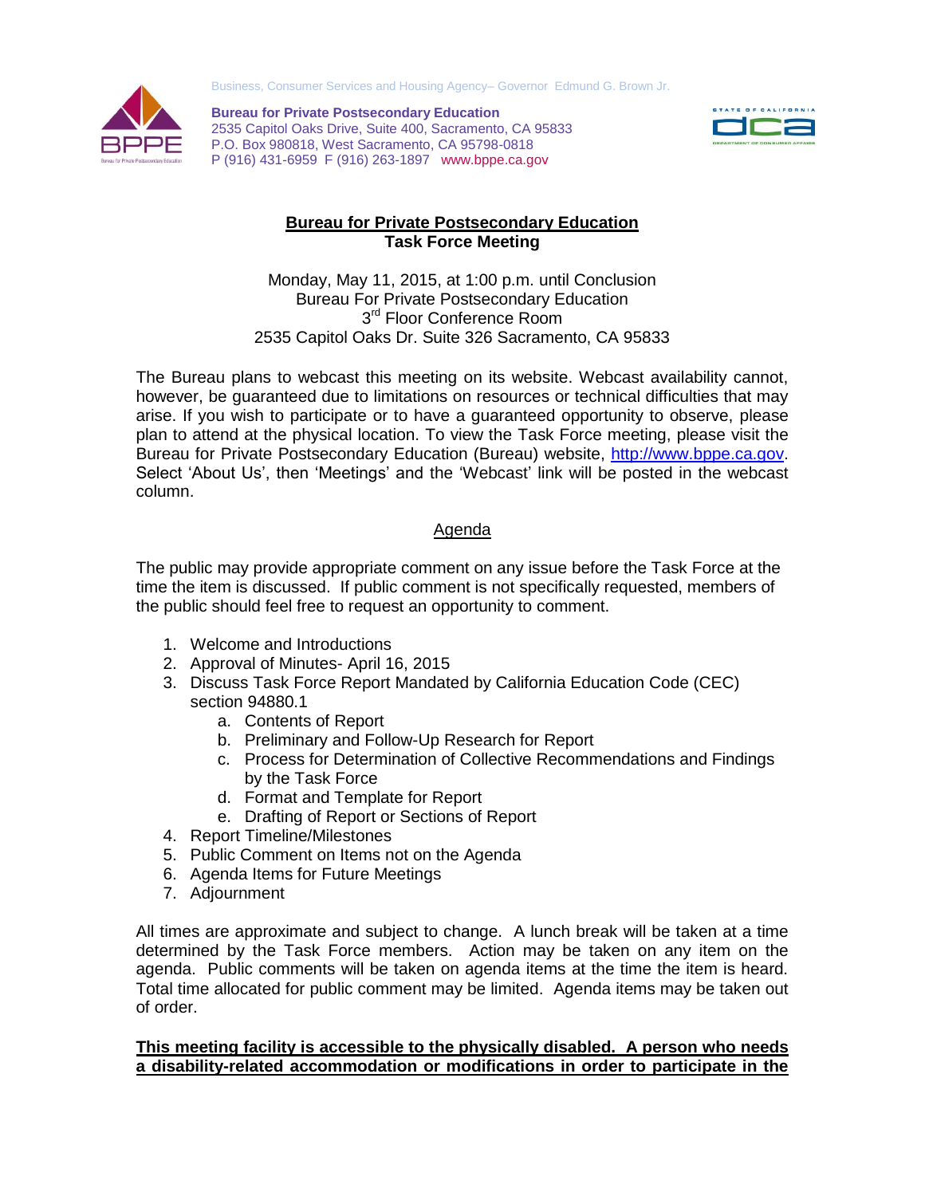Business, Consumer Services and Housing Agency– Governor Edmund G. Brown Jr.

**Bureau for Private Postsecondary Education**
2535 Capitol Oaks Drive, Suite 400, Sacramento, CA 95833
P.O. Box 980818, West Sacramento, CA 95798-0818
P (916) 431-6959 F (916) 263-1897 www.bppe.ca.gov

# Bureau for Private Postsecondary Education
## Task Force Meeting

Monday, May 11, 2015, at 1:00 p.m. until Conclusion
Bureau For Private Postsecondary Education
3rd Floor Conference Room
2535 Capitol Oaks Dr. Suite 326 Sacramento, CA 95833

The Bureau plans to webcast this meeting on its website. Webcast availability cannot, however, be guaranteed due to limitations on resources or technical difficulties that may arise. If you wish to participate or to have a guaranteed opportunity to observe, please plan to attend at the physical location. To view the Task Force meeting, please visit the Bureau for Private Postsecondary Education (Bureau) website, http://www.bppe.ca.gov. Select 'About Us', then 'Meetings' and the 'Webcast' link will be posted in the webcast column.

## Agenda

The public may provide appropriate comment on any issue before the Task Force at the time the item is discussed. If public comment is not specifically requested, members of the public should feel free to request an opportunity to comment.

1. Welcome and Introductions
2. Approval of Minutes- April 16, 2015
3. Discuss Task Force Report Mandated by California Education Code (CEC) section 94880.1
   a. Contents of Report
   b. Preliminary and Follow-Up Research for Report
   c. Process for Determination of Collective Recommendations and Findings by the Task Force
   d. Format and Template for Report
   e. Drafting of Report or Sections of Report
4. Report Timeline/Milestones
5. Public Comment on Items not on the Agenda
6. Agenda Items for Future Meetings
7. Adjournment

All times are approximate and subject to change. A lunch break will be taken at a time determined by the Task Force members. Action may be taken on any item on the agenda. Public comments will be taken on agenda items at the time the item is heard. Total time allocated for public comment may be limited. Agenda items may be taken out of order.

**This meeting facility is accessible to the physically disabled. A person who needs a disability-related accommodation or modifications in order to participate in the**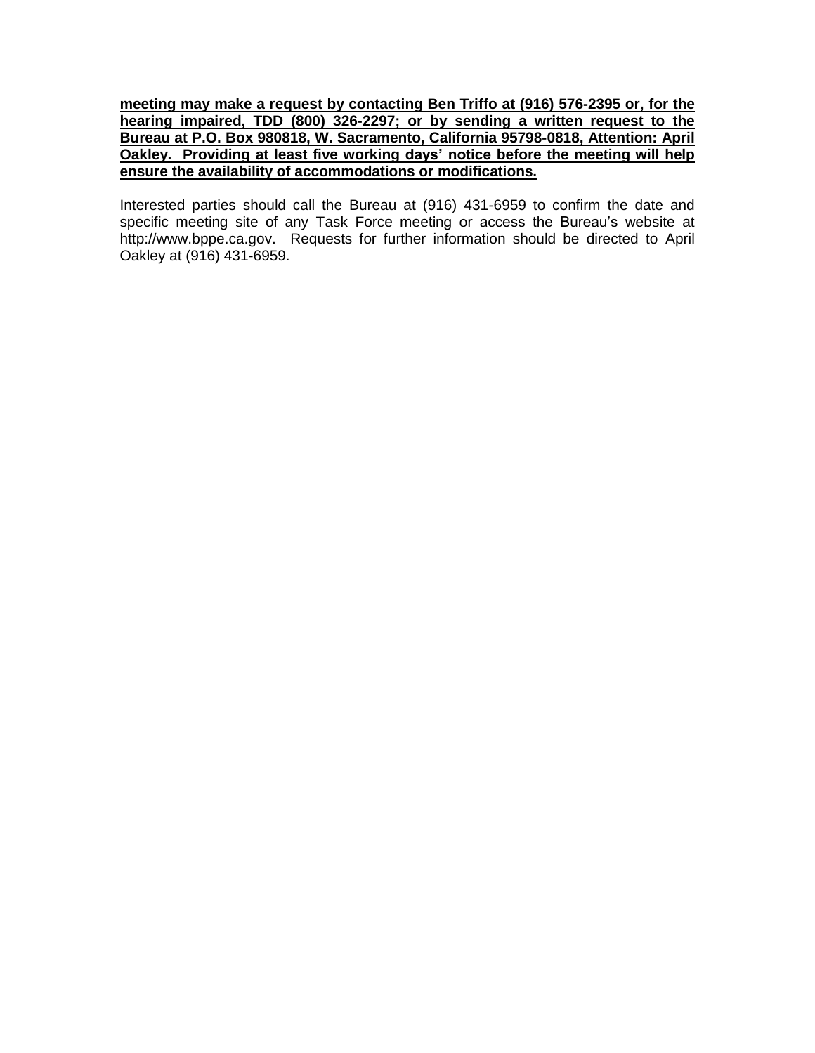**meeting may make a request by contacting Ben Triffo at (916) 576-2395 or, for the hearing impaired, TDD (800) 326-2297; or by sending a written request to the Bureau at P.O. Box 980818, W. Sacramento, California 95798-0818, Attention: April Oakley. Providing at least five working days' notice before the meeting will help ensure the availability of accommodations or modifications.**

Interested parties should call the Bureau at (916) 431-6959 to confirm the date and specific meeting site of any Task Force meeting or access the Bureau's website at http://www.bppe.ca.gov. Requests for further information should be directed to April Oakley at (916) 431-6959.